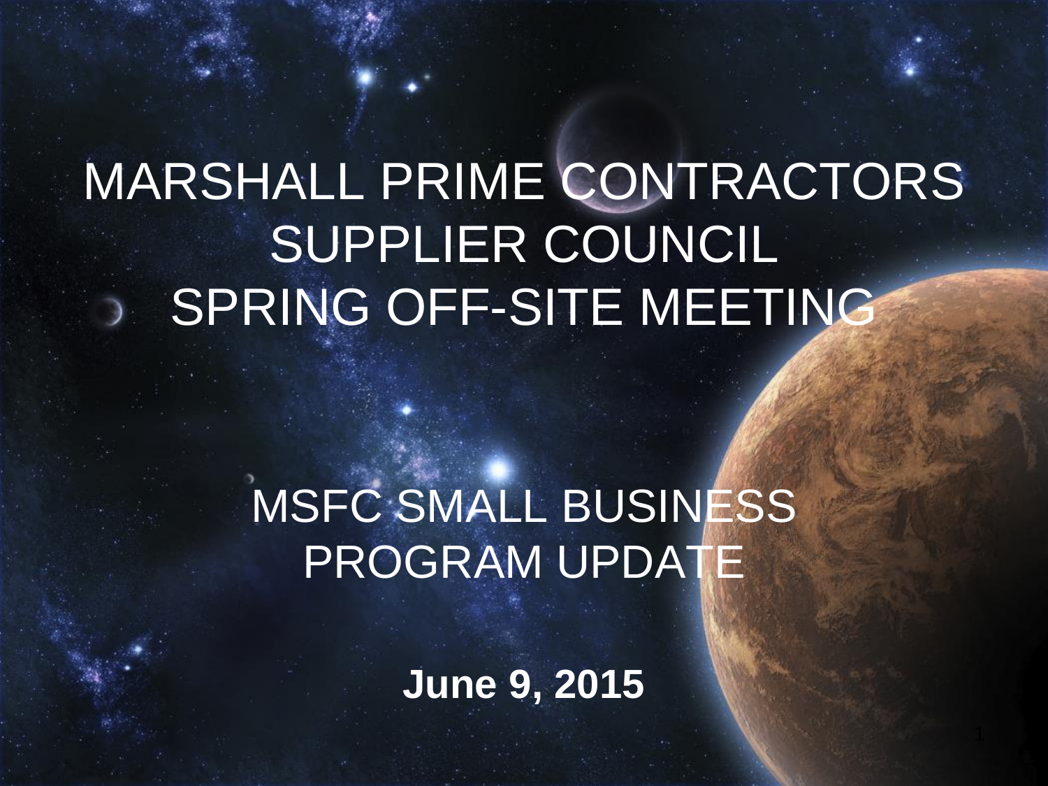# MARSHALL PRIME CONTRACTORS SUPPLIER COUNCIL SPRING OFF-SITE MEETING

## MSFC SMALL BUSINESS PROGRAM UPDATE

**June 9, 2015**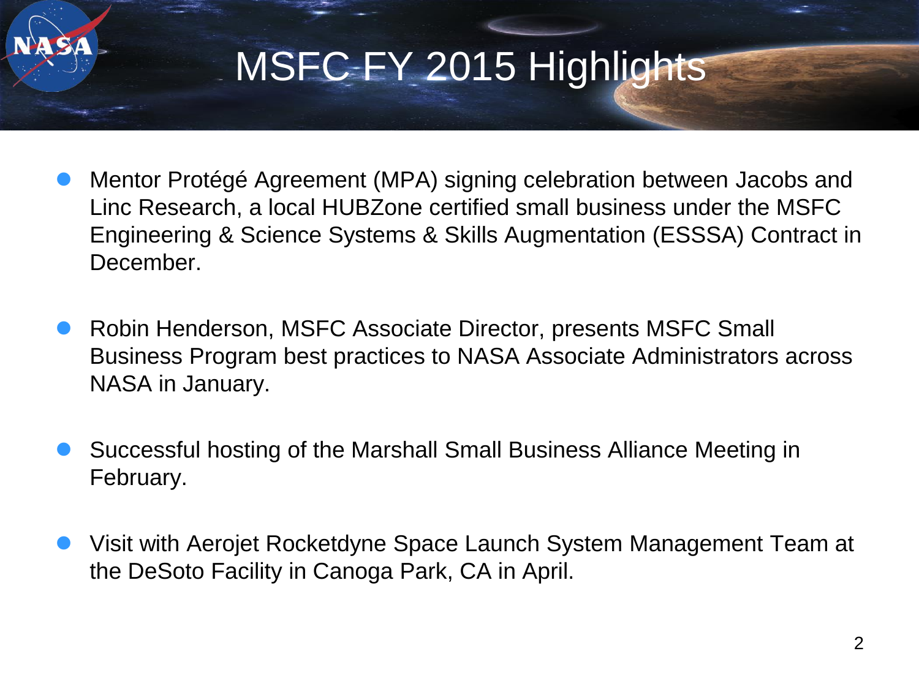# MSFC FY 2015 Highlights

- Mentor Protégé Agreement (MPA) signing celebration between Jacobs and Linc Research, a local HUBZone certified small business under the MSFC Engineering & Science Systems & Skills Augmentation (ESSSA) Contract in December.

- Robin Henderson, MSFC Associate Director, presents MSFC Small Business Program best practices to NASA Associate Administrators across NASA in January.

- Successful hosting of the Marshall Small Business Alliance Meeting in February.

- Visit with Aerojet Rocketdyne Space Launch System Management Team at the DeSoto Facility in Canoga Park, CA in April.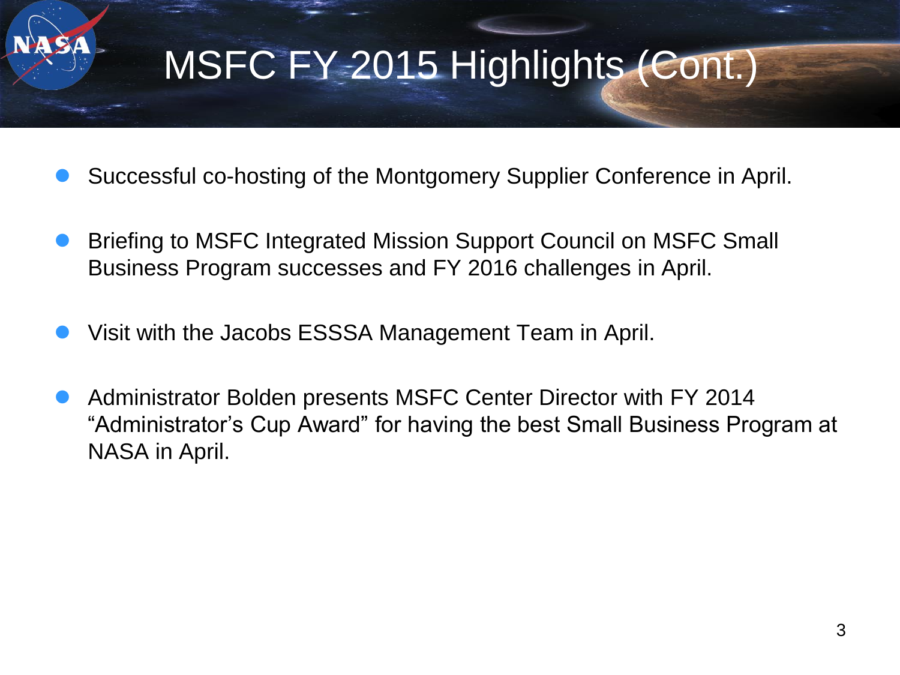# MSFC FY 2015 Highlights (Cont.)

- Successful co-hosting of the Montgomery Supplier Conference in April.
- Briefing to MSFC Integrated Mission Support Council on MSFC Small Business Program successes and FY 2016 challenges in April.
- Visit with the Jacobs ESSSA Management Team in April.
- Administrator Bolden presents MSFC Center Director with FY 2014 "Administrator's Cup Award" for having the best Small Business Program at NASA in April.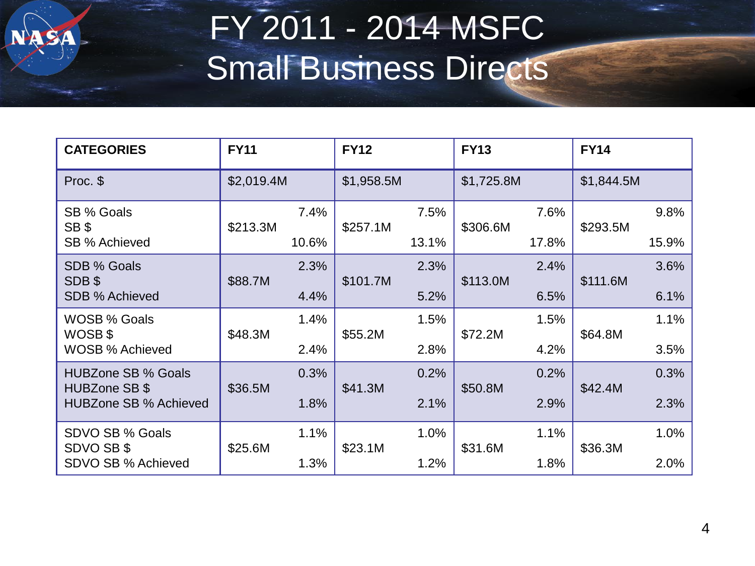# FY 2011 - 2014 MSFC Small Business Directs

| CATEGORIES | FY11 | FY12 | FY13 | FY14 |
|---|---|---|---|---|
| Proc. $ | $2,019.4M | $1,958.5M | $1,725.8M | $1,844.5M |
| SB % Goals<br>SB $<br>SB % Achieved | 7.4%<br>$213.3M<br>10.6% | 7.5%<br>$257.1M<br>13.1% | 7.6%<br>$306.6M<br>17.8% | 9.8%<br>$293.5M<br>15.9% |
| SDB % Goals<br>SDB $<br>SDB % Achieved | 2.3%<br>$88.7M<br>4.4% | 2.3%<br>$101.7M<br>5.2% | 2.4%<br>$113.0M<br>6.5% | 3.6%<br>$111.6M<br>6.1% |
| WOSB % Goals<br>WOSB $<br>WOSB % Achieved | 1.4%<br>$48.3M<br>2.4% | 1.5%<br>$55.2M<br>2.8% | 1.5%<br>$72.2M<br>4.2% | 1.1%<br>$64.8M<br>3.5% |
| HUBZone SB % Goals<br>HUBZone SB $<br>HUBZone SB % Achieved | 0.3%<br>$36.5M<br>1.8% | 0.2%<br>$41.3M<br>2.1% | 0.2%<br>$50.8M<br>2.9% | 0.3%<br>$42.4M<br>2.3% |
| SDVO SB % Goals<br>SDVO SB $<br>SDVO SB % Achieved | 1.1%<br>$25.6M<br>1.3% | 1.0%<br>$23.1M<br>1.2% | 1.1%<br>$31.6M<br>1.8% | 1.0%<br>$36.3M<br>2.0% |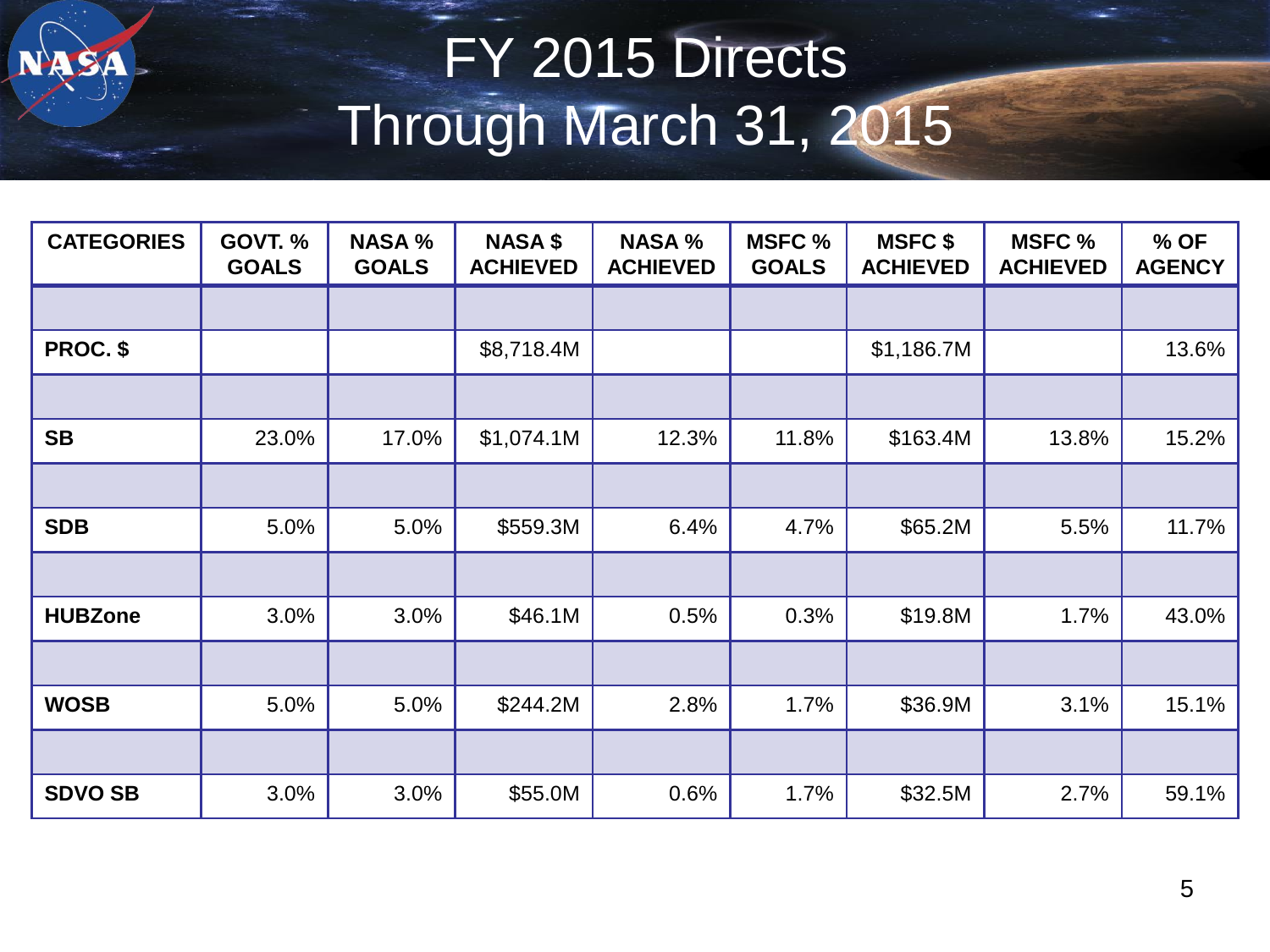# FY 2015 Directs Through March 31, 2015

| CATEGORIES | GOVT. % GOALS | NASA % GOALS | NASA $ ACHIEVED | NASA % ACHIEVED | MSFC % GOALS | MSFC $ ACHIEVED | MSFC % ACHIEVED | % OF AGENCY |
|---|---|---|---|---|---|---|---|---|
| | | | | | | | | |
| PROC. $ | | | $8,718.4M | | | $1,186.7M | | 13.6% |
| | | | | | | | | |
| SB | 23.0% | 17.0% | $1,074.1M | 12.3% | 11.8% | $163.4M | 13.8% | 15.2% |
| | | | | | | | | |
| SDB | 5.0% | 5.0% | $559.3M | 6.4% | 4.7% | $65.2M | 5.5% | 11.7% |
| | | | | | | | | |
| HUBZone | 3.0% | 3.0% | $46.1M | 0.5% | 0.3% | $19.8M | 1.7% | 43.0% |
| | | | | | | | | |
| WOSB | 5.0% | 5.0% | $244.2M | 2.8% | 1.7% | $36.9M | 3.1% | 15.1% |
| | | | | | | | | |
| SDVO SB | 3.0% | 3.0% | $55.0M | 0.6% | 1.7% | $32.5M | 2.7% | 59.1% |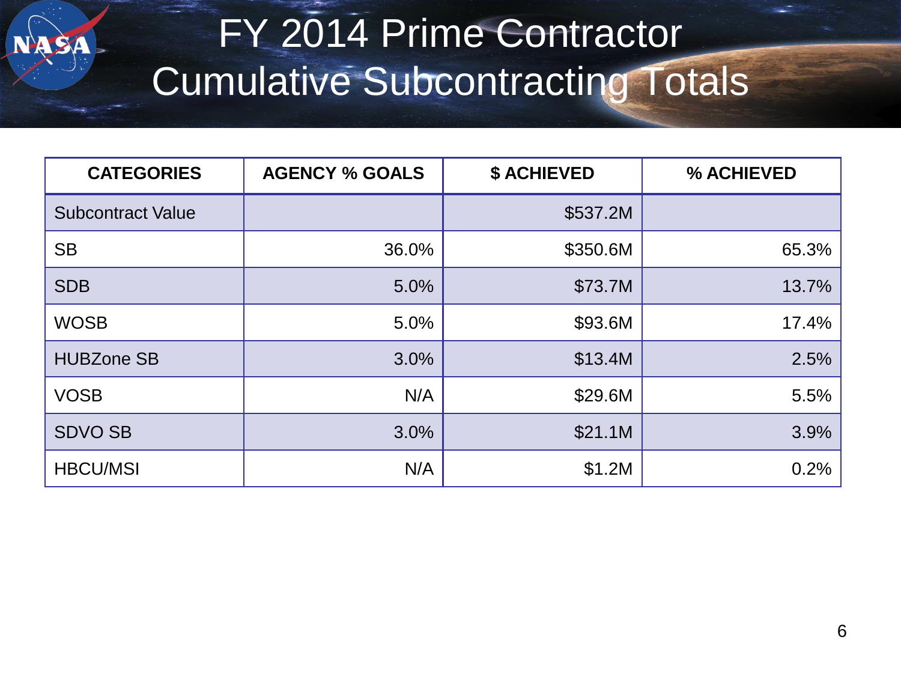# FY 2014 Prime Contractor Cumulative Subcontracting Totals

| CATEGORIES | AGENCY % GOALS | $ ACHIEVED | % ACHIEVED |
|---|---|---|---|
| Subcontract Value | | $537.2M | |
| SB | 36.0% | $350.6M | 65.3% |
| SDB | 5.0% | $73.7M | 13.7% |
| WOSB | 5.0% | $93.6M | 17.4% |
| HUBZone SB | 3.0% | $13.4M | 2.5% |
| VOSB | N/A | $29.6M | 5.5% |
| SDVO SB | 3.0% | $21.1M | 3.9% |
| HBCU/MSI | N/A | $1.2M | 0.2% |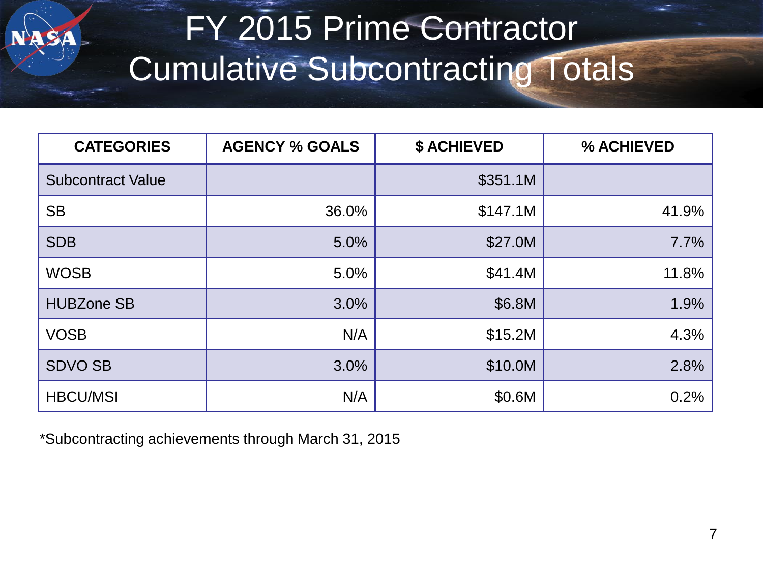# FY 2015 Prime Contractor Cumulative Subcontracting Totals

| CATEGORIES | AGENCY % GOALS | $ ACHIEVED | % ACHIEVED |
|---|---|---|---|
| Subcontract Value | | $351.1M | |
| SB | 36.0% | $147.1M | 41.9% |
| SDB | 5.0% | $27.0M | 7.7% |
| WOSB | 5.0% | $41.4M | 11.8% |
| HUBZone SB | 3.0% | $6.8M | 1.9% |
| VOSB | N/A | $15.2M | 4.3% |
| SDVO SB | 3.0% | $10.0M | 2.8% |
| HBCU/MSI | N/A | $0.6M | 0.2% |

*Subcontracting achievements through March 31, 2015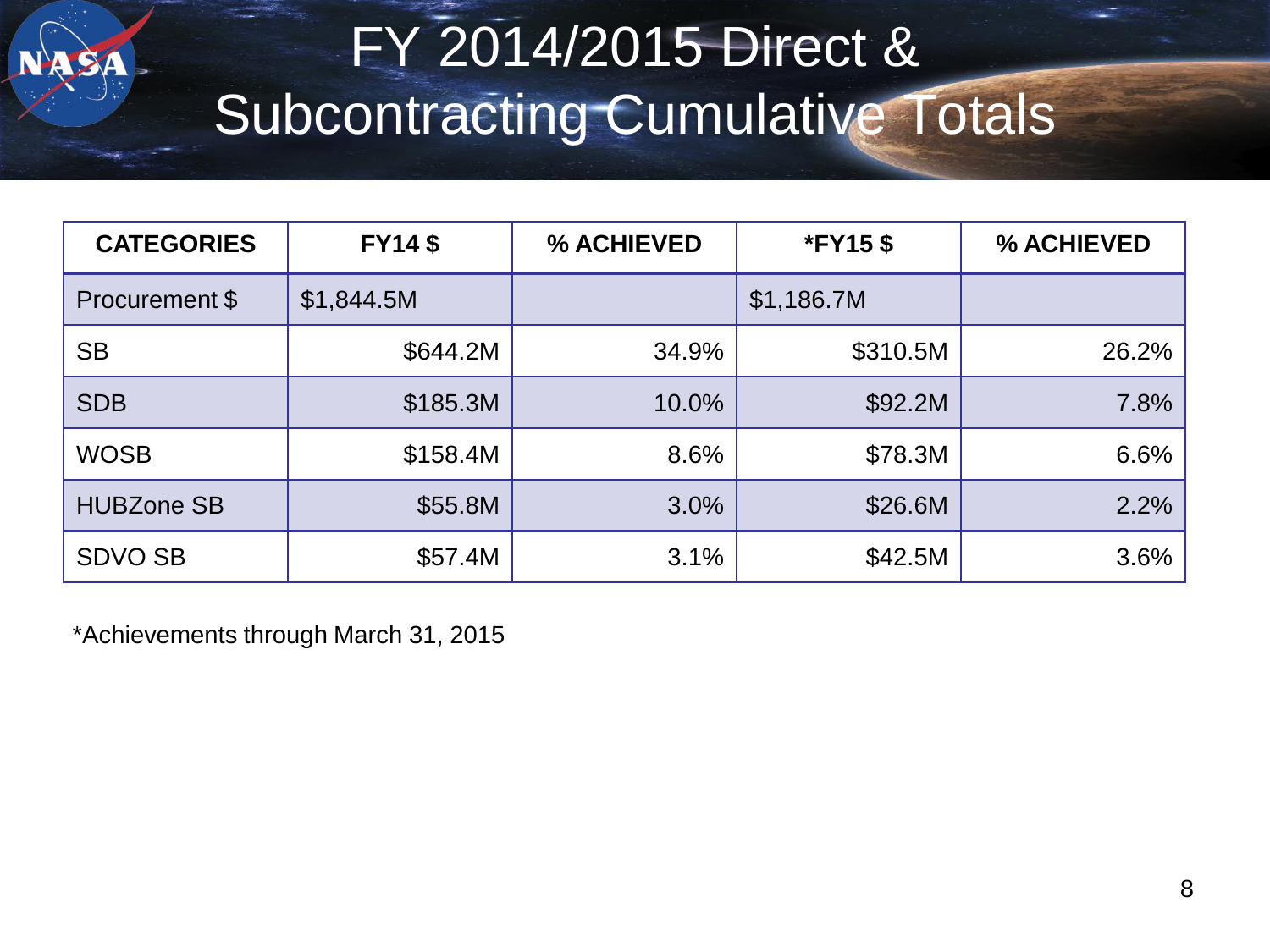# FY 2014/2015 Direct & Subcontracting Cumulative Totals

| CATEGORIES | FY14 $ | % ACHIEVED | *FY15 $ | % ACHIEVED |
|---|---|---|---|---|
| Procurement $ | $1,844.5M | | $1,186.7M | |
| SB | $644.2M | 34.9% | $310.5M | 26.2% |
| SDB | $185.3M | 10.0% | $92.2M | 7.8% |
| WOSB | $158.4M | 8.6% | $78.3M | 6.6% |
| HUBZone SB | $55.8M | 3.0% | $26.6M | 2.2% |
| SDVO SB | $57.4M | 3.1% | $42.5M | 3.6% |

*Achievements through March 31, 2015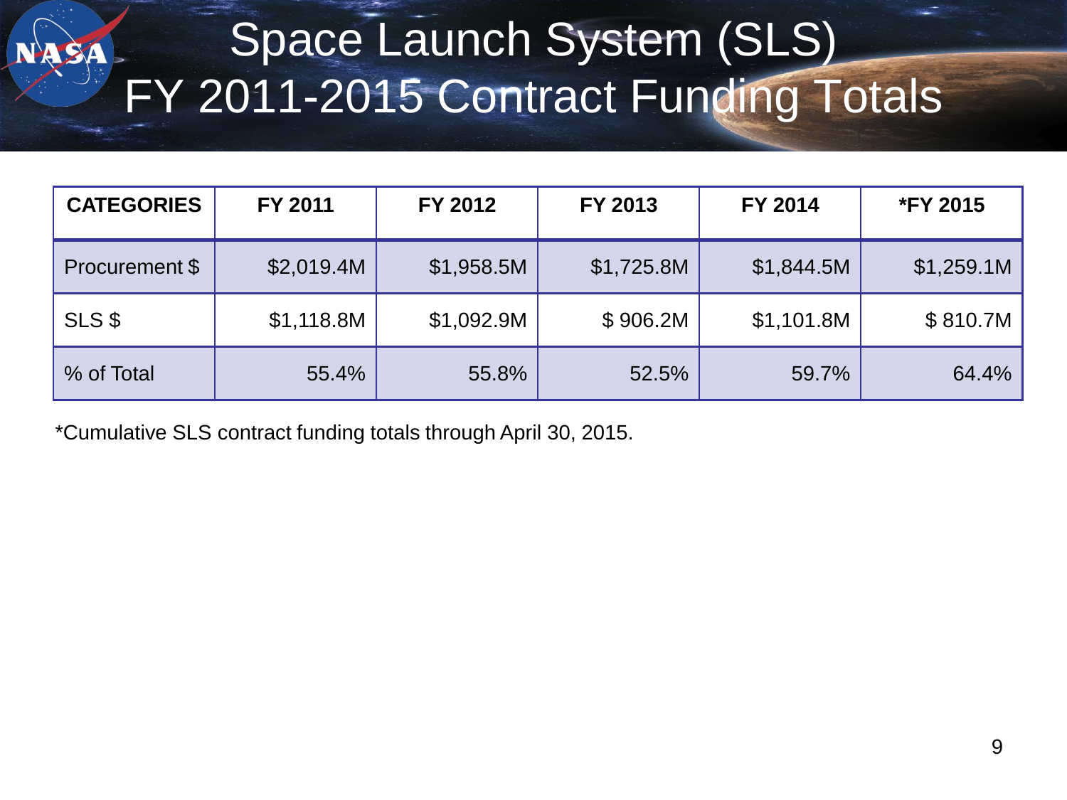# Space Launch System (SLS) FY 2011-2015 Contract Funding Totals

| CATEGORIES | FY 2011 | FY 2012 | FY 2013 | FY 2014 | *FY 2015 |
| --- | --- | --- | --- | --- | --- |
| Procurement $ | $2,019.4M | $1,958.5M | $1,725.8M | $1,844.5M | $1,259.1M |
| SLS $ | $1,118.8M | $1,092.9M | $ 906.2M | $1,101.8M | $ 810.7M |
| % of Total | 55.4% | 55.8% | 52.5% | 59.7% | 64.4% |

*Cumulative SLS contract funding totals through April 30, 2015.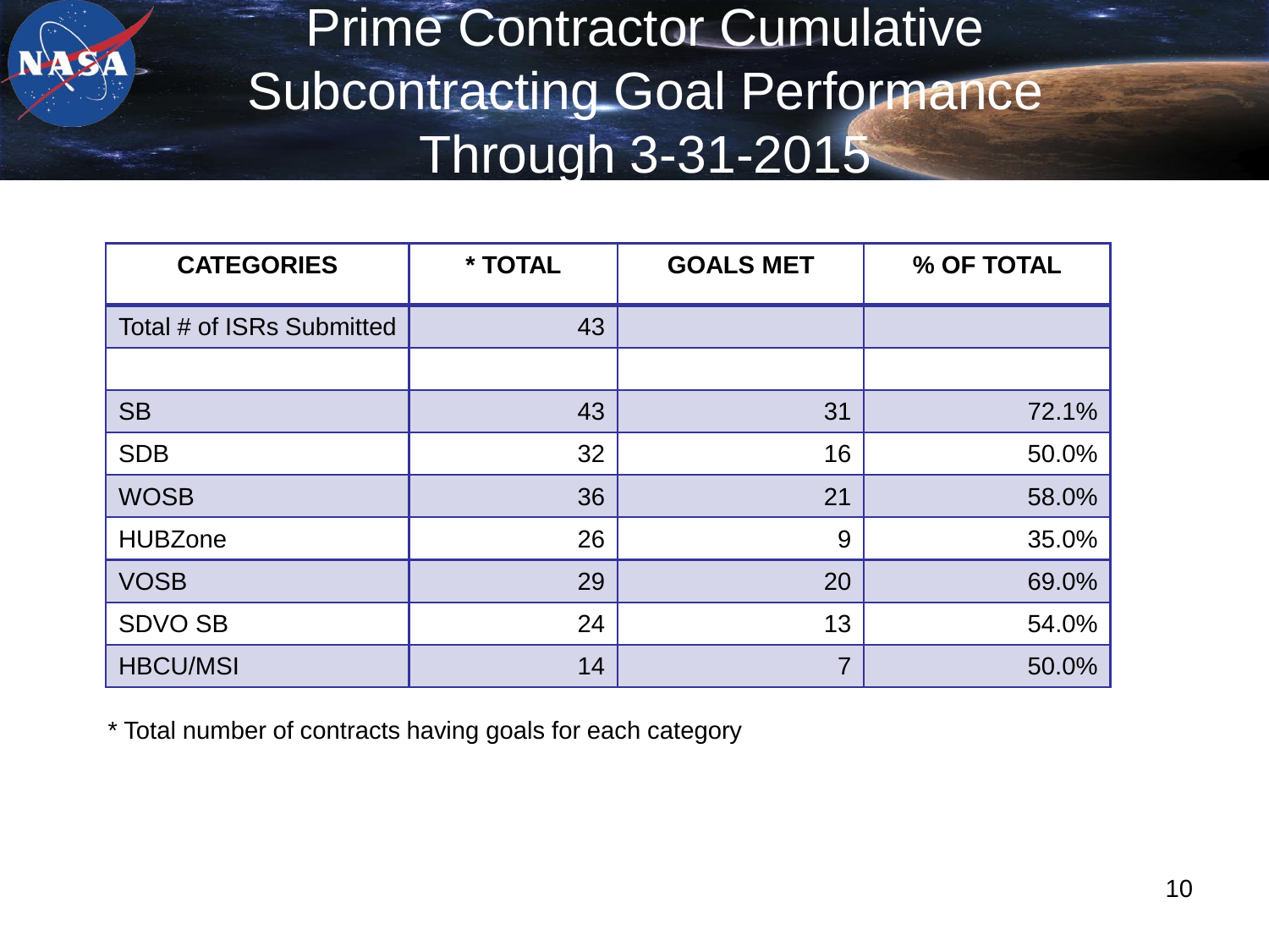# Prime Contractor Cumulative Subcontracting Goal Performance Through 3-31-2015

| CATEGORIES | * TOTAL | GOALS MET | % OF TOTAL |
|---|---|---|---|
| Total # of ISRs Submitted | 43 | | |
| | | | |
| SB | 43 | 31 | 72.1% |
| SDB | 32 | 16 | 50.0% |
| WOSB | 36 | 21 | 58.0% |
| HUBZone | 26 | 9 | 35.0% |
| VOSB | 29 | 20 | 69.0% |
| SDVO SB | 24 | 13 | 54.0% |
| HBCU/MSI | 14 | 7 | 50.0% |

* Total number of contracts having goals for each category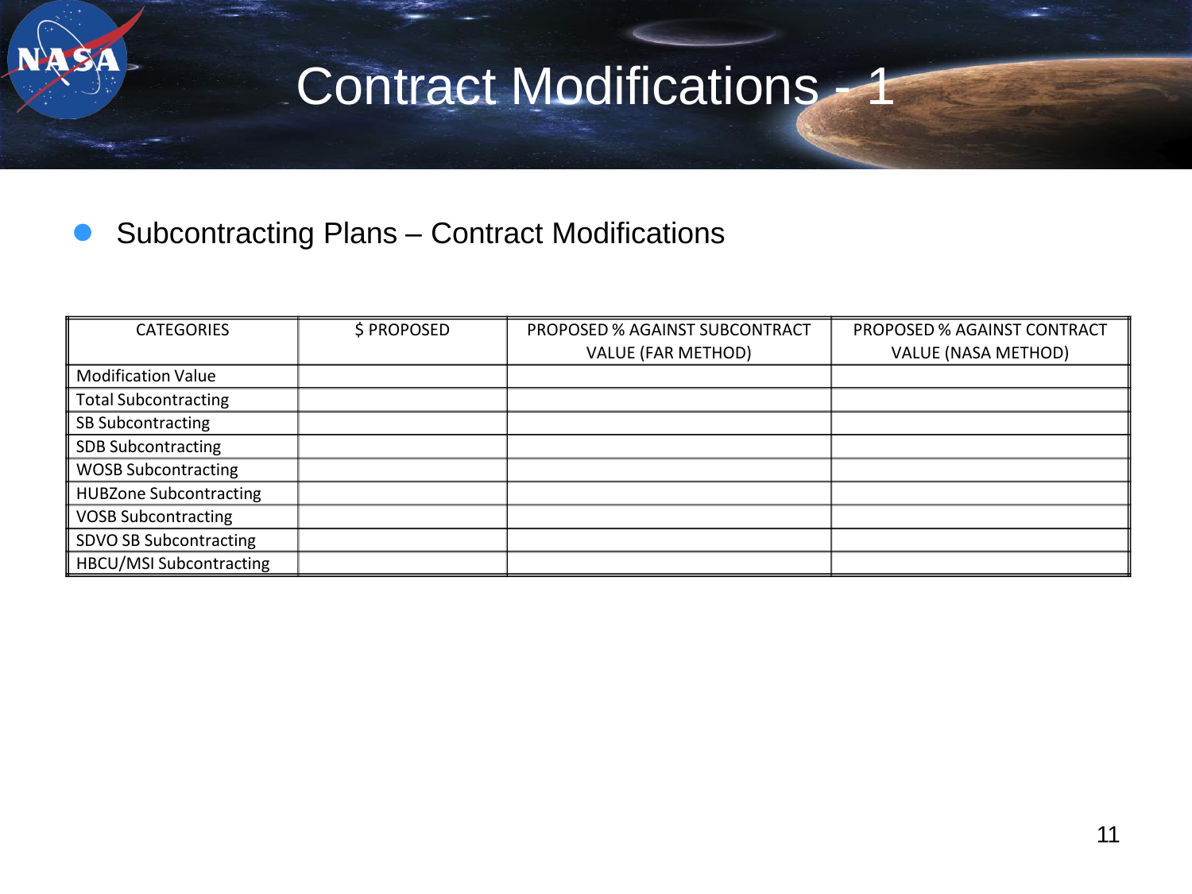# Contract Modifications - 1

- Subcontracting Plans – Contract Modifications

| CATEGORIES | $ PROPOSED | PROPOSED % AGAINST SUBCONTRACT VALUE (FAR METHOD) | PROPOSED % AGAINST CONTRACT VALUE (NASA METHOD) |
|---|---|---|---|
| Modification Value | | | |
| Total Subcontracting | | | |
| SB Subcontracting | | | |
| SDB Subcontracting | | | |
| WOSB Subcontracting | | | |
| HUBZone Subcontracting | | | |
| VOSB Subcontracting | | | |
| SDVO SB Subcontracting | | | |
| HBCU/MSI Subcontracting | | | |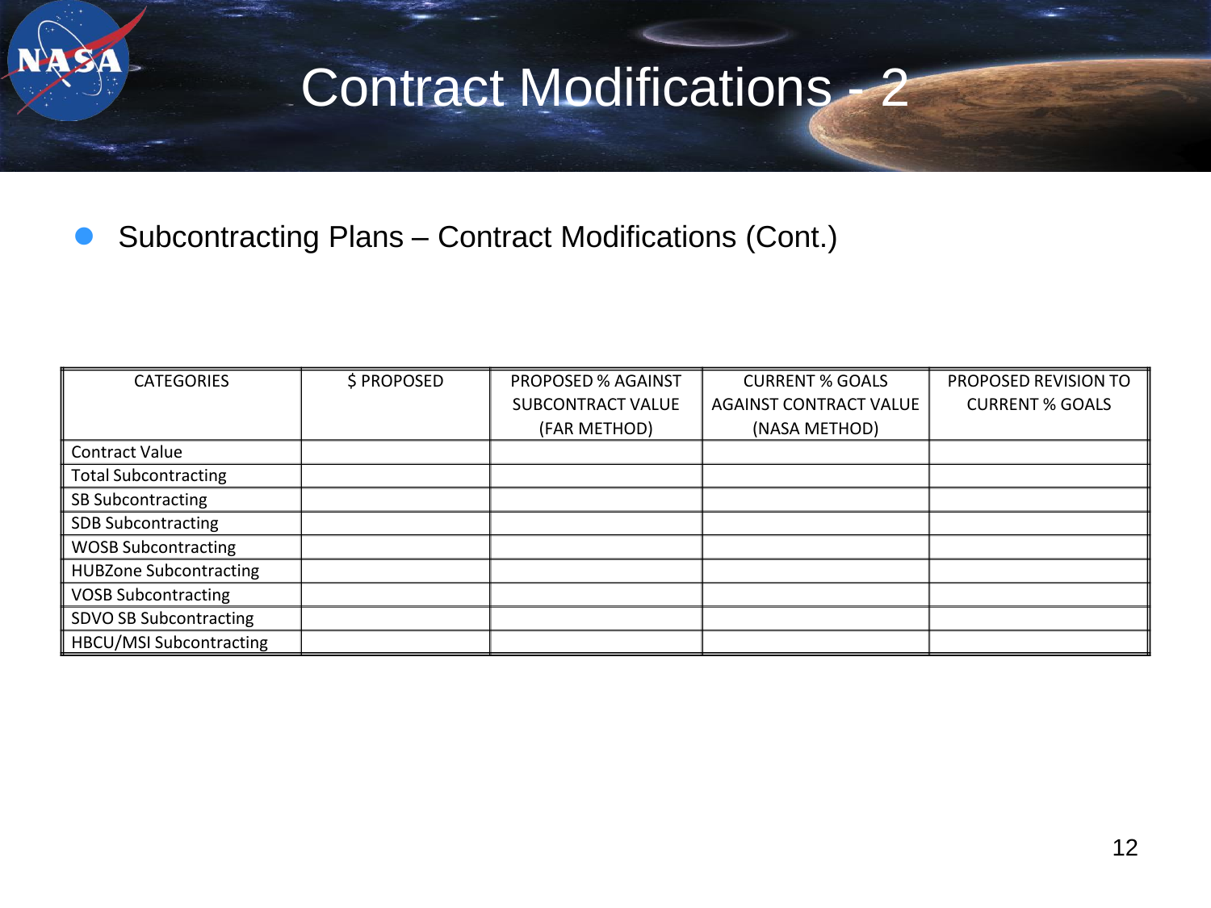# Contract Modifications - 2

- Subcontracting Plans – Contract Modifications (Cont.)

| CATEGORIES | $ PROPOSED | PROPOSED % AGAINST SUBCONTRACT VALUE (FAR METHOD) | CURRENT % GOALS AGAINST CONTRACT VALUE (NASA METHOD) | PROPOSED REVISION TO CURRENT % GOALS |
|---|---|---|---|---|
| Contract Value | | | | |
| Total Subcontracting | | | | |
| SB Subcontracting | | | | |
| SDB Subcontracting | | | | |
| WOSB Subcontracting | | | | |
| HUBZone Subcontracting | | | | |
| VOSB Subcontracting | | | | |
| SDVO SB Subcontracting | | | | |
| HBCU/MSI Subcontracting | | | | |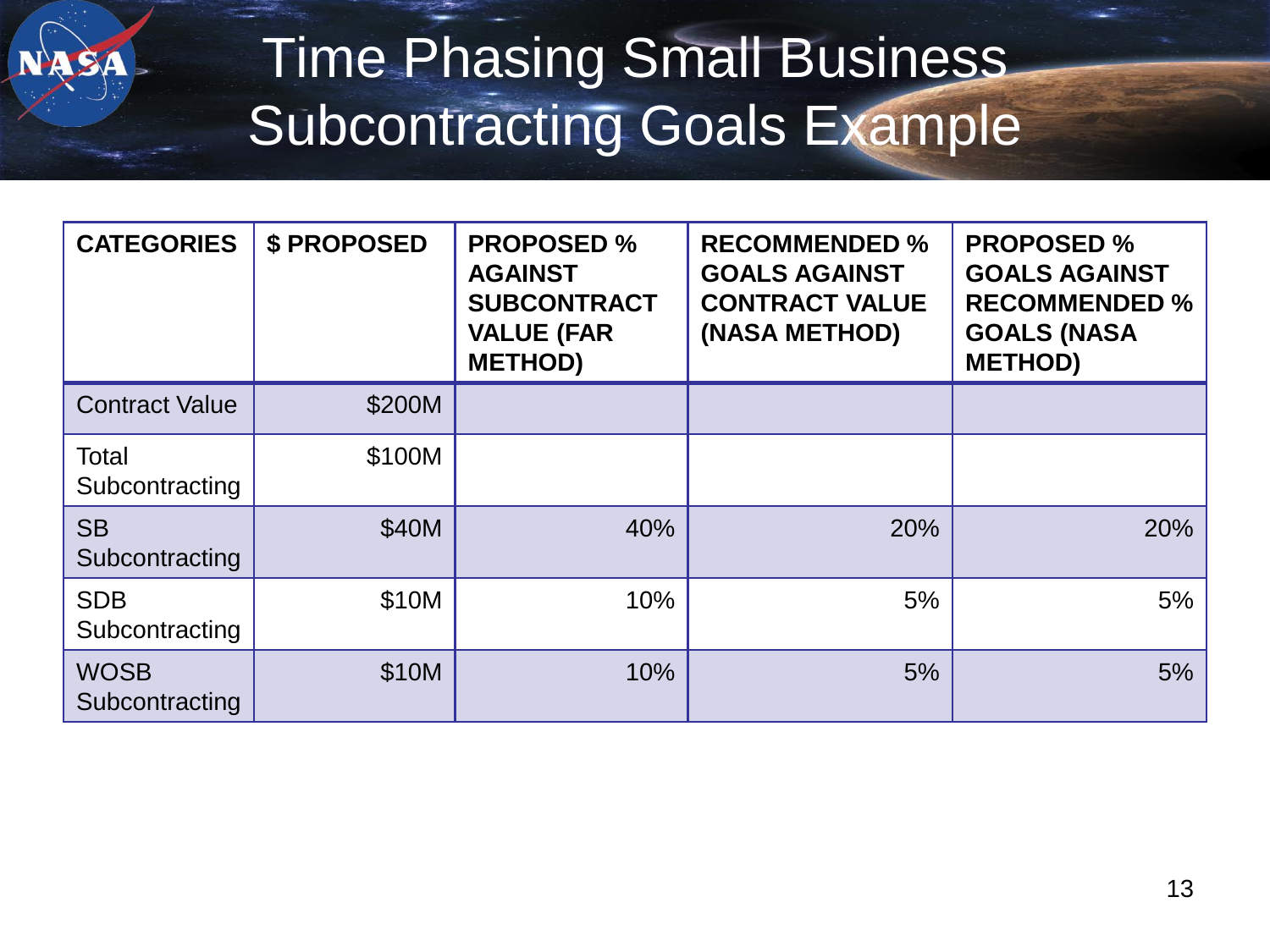# Time Phasing Small Business Subcontracting Goals Example

| CATEGORIES | $ PROPOSED | PROPOSED % AGAINST SUBCONTRACT VALUE (FAR METHOD) | RECOMMENDED % GOALS AGAINST CONTRACT VALUE (NASA METHOD) | PROPOSED % GOALS AGAINST RECOMMENDED % GOALS (NASA METHOD) |
|---|---:|---:|---:|---:|
| Contract Value | $200M | | | |
| Total Subcontracting | $100M | | | |
| SB Subcontracting | $40M | 40% | 20% | 20% |
| SDB Subcontracting | $10M | 10% | 5% | 5% |
| WOSB Subcontracting | $10M | 10% | 5% | 5% |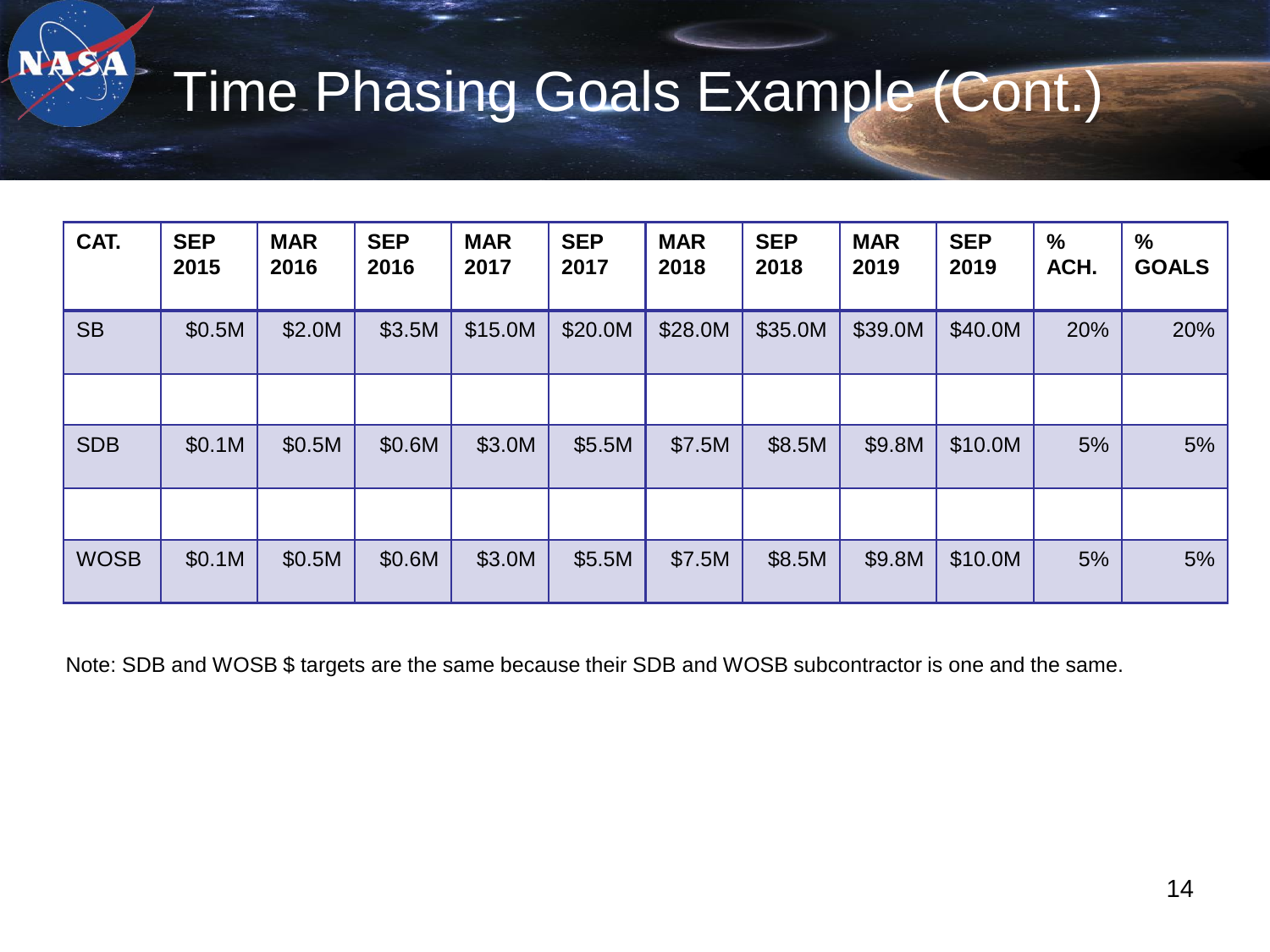# Time Phasing Goals Example (Cont.)

| CAT. | SEP 2015 | MAR 2016 | SEP 2016 | MAR 2017 | SEP 2017 | MAR 2018 | SEP 2018 | MAR 2019 | SEP 2019 | % ACH. | % GOALS |
|---|---|---|---|---|---|---|---|---|---|---|---|
| SB | $0.5M | $2.0M | $3.5M | $15.0M | $20.0M | $28.0M | $35.0M | $39.0M | $40.0M | 20% | 20% |
| | | | | | | | | | | | |
| SDB | $0.1M | $0.5M | $0.6M | $3.0M | $5.5M | $7.5M | $8.5M | $9.8M | $10.0M | 5% | 5% |
| | | | | | | | | | | | |
| WOSB | $0.1M | $0.5M | $0.6M | $3.0M | $5.5M | $7.5M | $8.5M | $9.8M | $10.0M | 5% | 5% |

Note: SDB and WOSB $ targets are the same because their SDB and WOSB subcontractor is one and the same.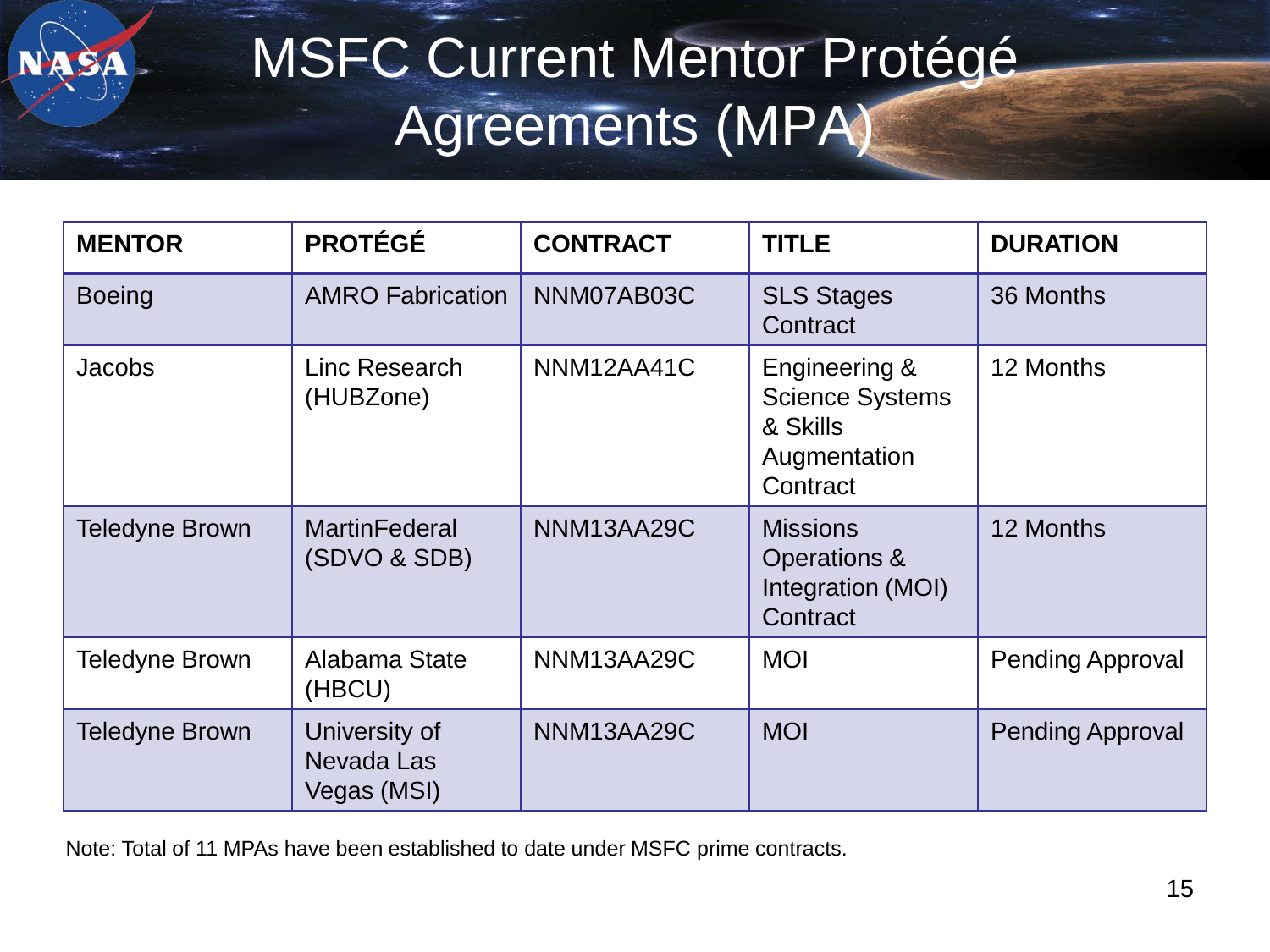# MSFC Current Mentor Protégé Agreements (MPA)

| MENTOR | PROTÉGÉ | CONTRACT | TITLE | DURATION |
|---|---|---|---|---|
| Boeing | AMRO Fabrication | NNM07AB03C | SLS Stages Contract | 36 Months |
| Jacobs | Linc Research (HUBZone) | NNM12AA41C | Engineering & Science Systems & Skills Augmentation Contract | 12 Months |
| Teledyne Brown | MartinFederal (SDVO & SDB) | NNM13AA29C | Missions Operations & Integration (MOI) Contract | 12 Months |
| Teledyne Brown | Alabama State (HBCU) | NNM13AA29C | MOI | Pending Approval |
| Teledyne Brown | University of Nevada Las Vegas (MSI) | NNM13AA29C | MOI | Pending Approval |

Note: Total of 11 MPAs have been established to date under MSFC prime contracts.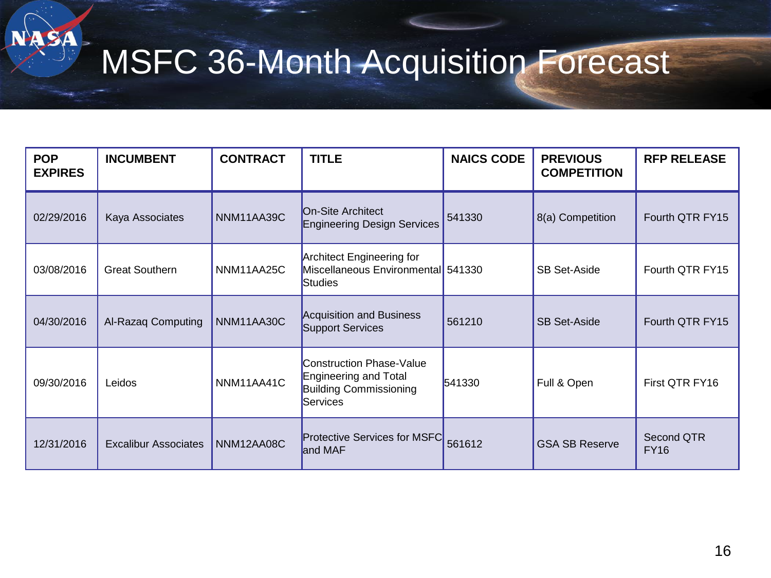# MSFC 36-Month Acquisition Forecast

| POP EXPIRES | INCUMBENT | CONTRACT | TITLE | NAICS CODE | PREVIOUS COMPETITION | RFP RELEASE |
|---|---|---|---|---|---|---|
| 02/29/2016 | Kaya Associates | NNM11AA39C | On-Site Architect Engineering Design Services | 541330 | 8(a) Competition | Fourth QTR FY15 |
| 03/08/2016 | Great Southern | NNM11AA25C | Architect Engineering for Miscellaneous Environmental Studies | 541330 | SB Set-Aside | Fourth QTR FY15 |
| 04/30/2016 | Al-Razaq Computing | NNM11AA30C | Acquisition and Business Support Services | 561210 | SB Set-Aside | Fourth QTR FY15 |
| 09/30/2016 | Leidos | NNM11AA41C | Construction Phase-Value Engineering and Total Building Commissioning Services | 541330 | Full & Open | First QTR FY16 |
| 12/31/2016 | Excalibur Associates | NNM12AA08C | Protective Services for MSFC and MAF | 561612 | GSA SB Reserve | Second QTR FY16 |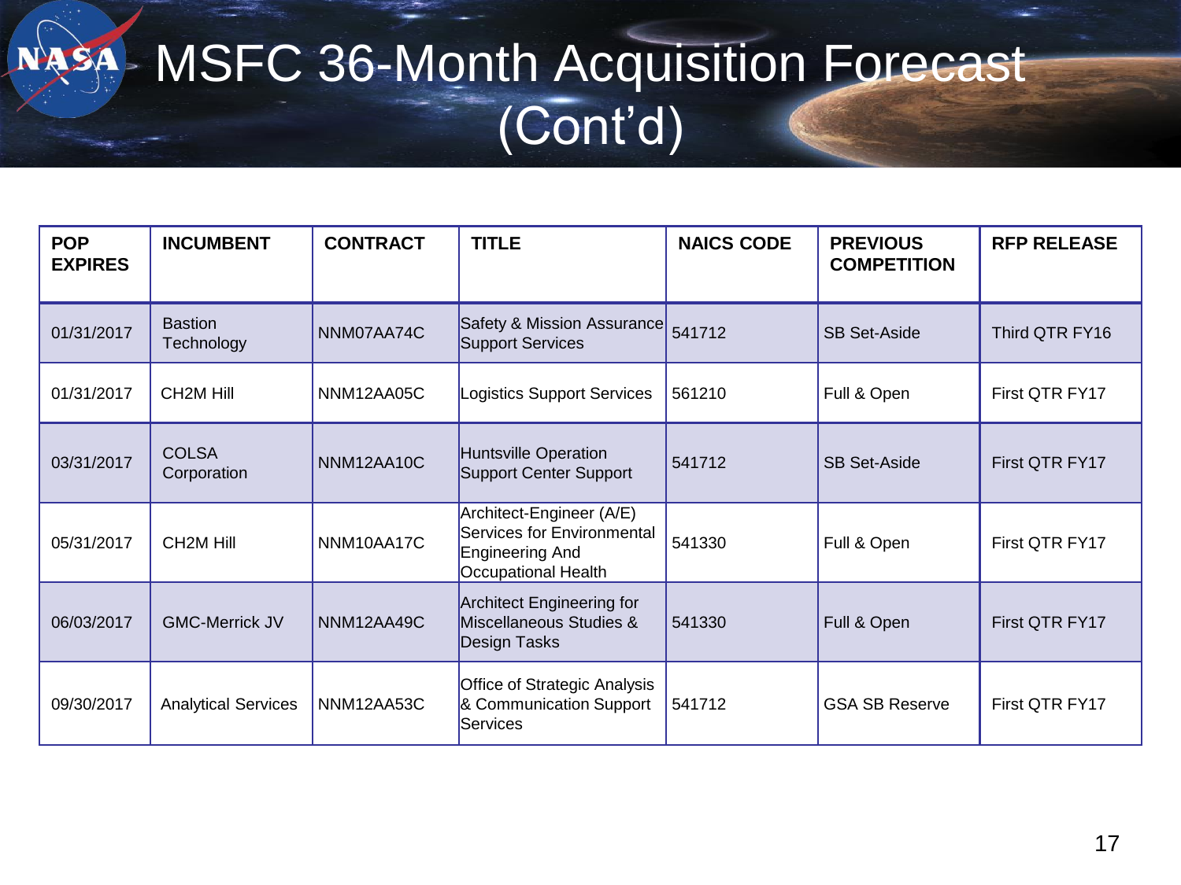# MSFC 36-Month Acquisition Forecast (Cont'd)

| POP EXPIRES | INCUMBENT | CONTRACT | TITLE | NAICS CODE | PREVIOUS COMPETITION | RFP RELEASE |
|---|---|---|---|---|---|---|
| 01/31/2017 | Bastion Technology | NNM07AA74C | Safety & Mission Assurance Support Services | 541712 | SB Set-Aside | Third QTR FY16 |
| 01/31/2017 | CH2M Hill | NNM12AA05C | Logistics Support Services | 561210 | Full & Open | First QTR FY17 |
| 03/31/2017 | COLSA Corporation | NNM12AA10C | Huntsville Operation Support Center Support | 541712 | SB Set-Aside | First QTR FY17 |
| 05/31/2017 | CH2M Hill | NNM10AA17C | Architect-Engineer (A/E) Services for Environmental Engineering And Occupational Health | 541330 | Full & Open | First QTR FY17 |
| 06/03/2017 | GMC-Merrick JV | NNM12AA49C | Architect Engineering for Miscellaneous Studies & Design Tasks | 541330 | Full & Open | First QTR FY17 |
| 09/30/2017 | Analytical Services | NNM12AA53C | Office of Strategic Analysis & Communication Support Services | 541712 | GSA SB Reserve | First QTR FY17 |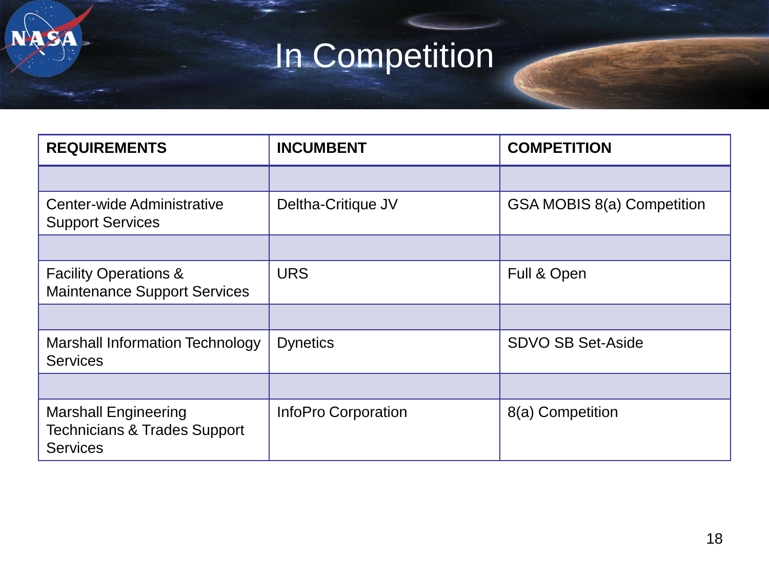# In Competition

| REQUIREMENTS | INCUMBENT | COMPETITION |
|---|---|---|
| | | |
| Center-wide Administrative Support Services | Deltha-Critique JV | GSA MOBIS 8(a) Competition |
| | | |
| Facility Operations & Maintenance Support Services | URS | Full & Open |
| | | |
| Marshall Information Technology Services | Dynetics | SDVO SB Set-Aside |
| | | |
| Marshall Engineering Technicians & Trades Support Services | InfoPro Corporation | 8(a) Competition |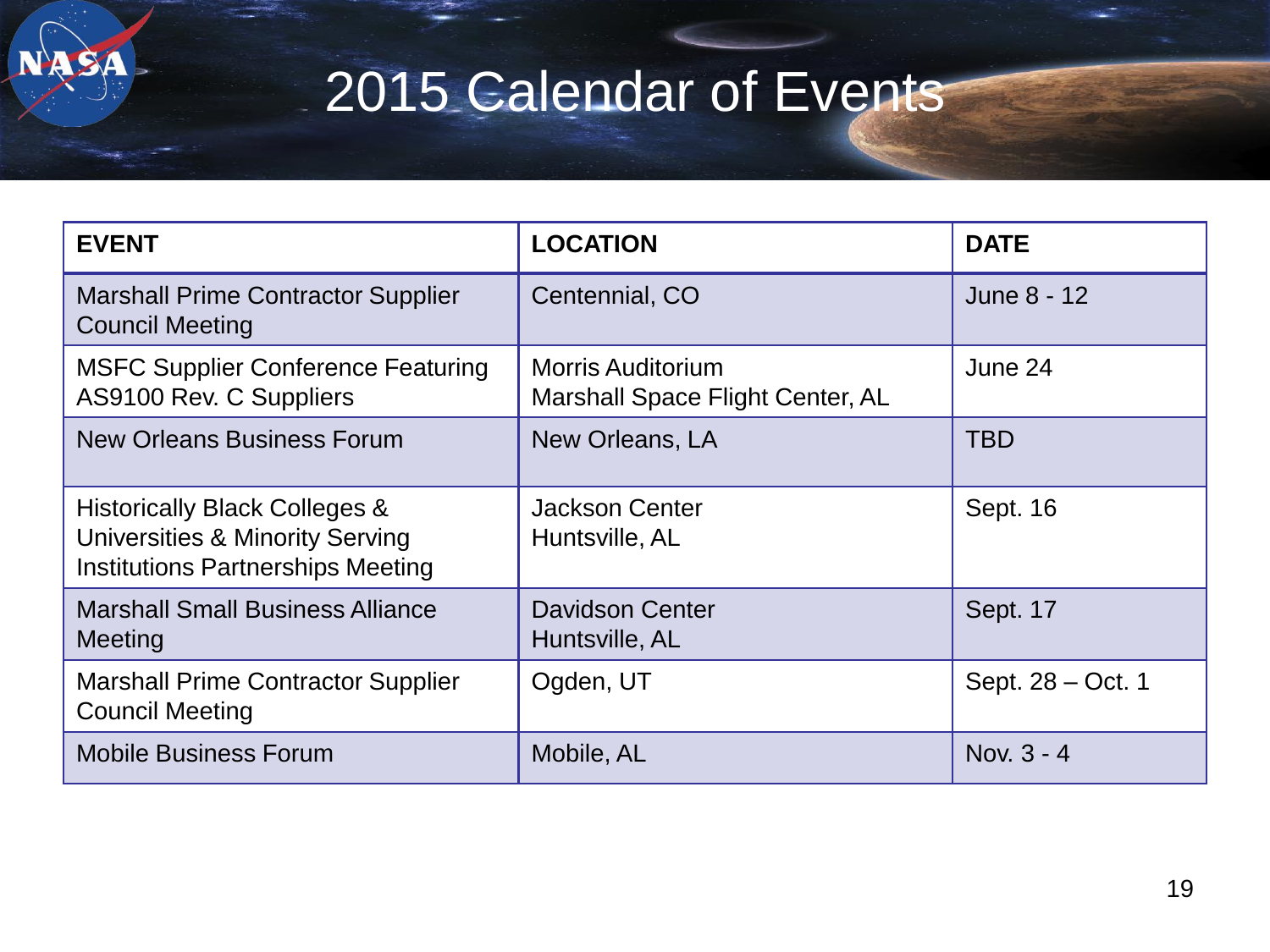# 2015 Calendar of Events

| EVENT | LOCATION | DATE |
|---|---|---|
| Marshall Prime Contractor Supplier Council Meeting | Centennial, CO | June 8 - 12 |
| MSFC Supplier Conference Featuring AS9100 Rev. C Suppliers | Morris Auditorium<br>Marshall Space Flight Center, AL | June 24 |
| New Orleans Business Forum | New Orleans, LA | TBD |
| Historically Black Colleges & Universities & Minority Serving Institutions Partnerships Meeting | Jackson Center<br>Huntsville, AL | Sept. 16 |
| Marshall Small Business Alliance Meeting | Davidson Center<br>Huntsville, AL | Sept. 17 |
| Marshall Prime Contractor Supplier Council Meeting | Ogden, UT | Sept. 28 – Oct. 1 |
| Mobile Business Forum | Mobile, AL | Nov. 3 - 4 |